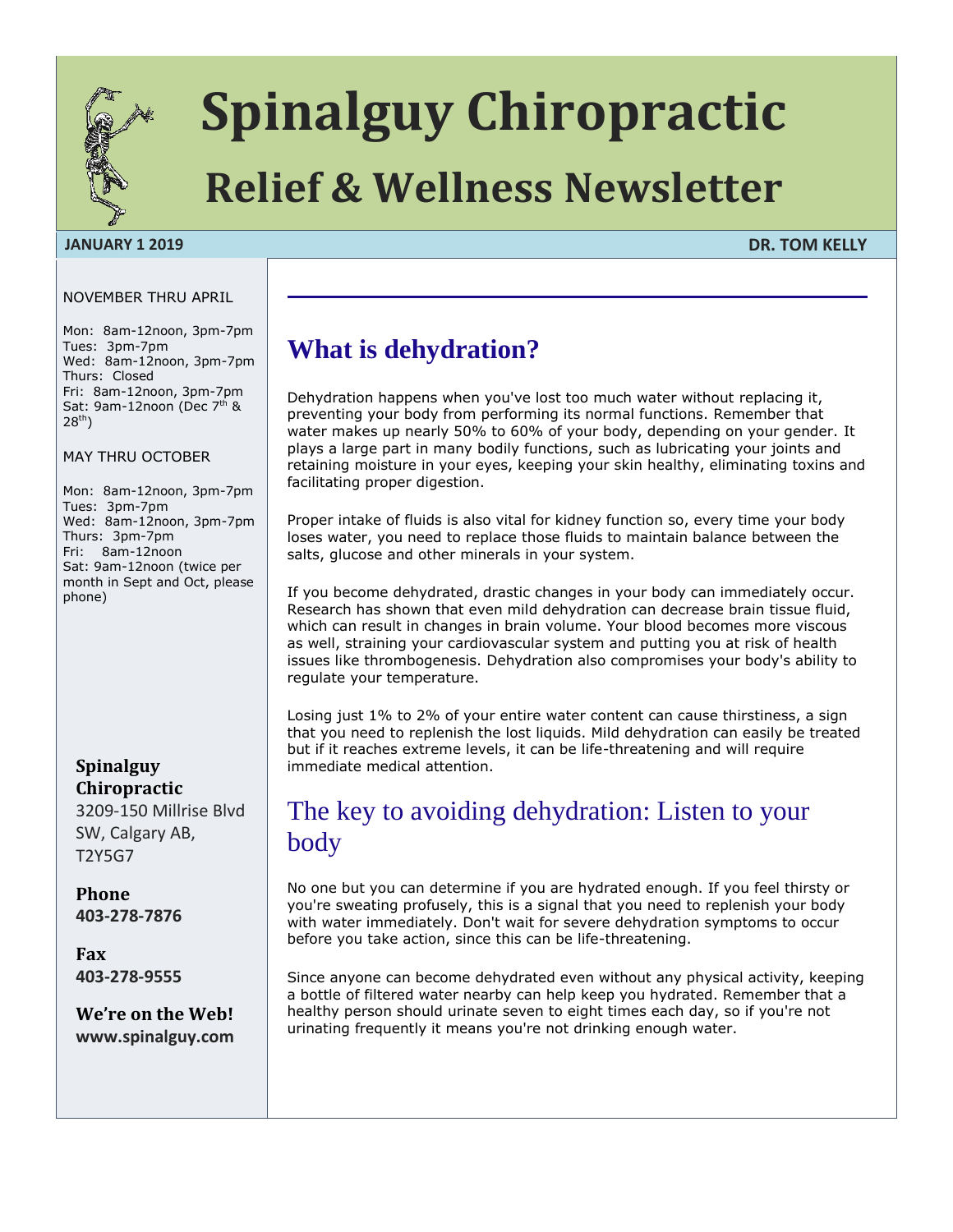# Spinalguy Chiropractic

## Relief & Wellness Newsletter

**JANUARY 1 2019** **DR. TOM KELLY**

NOVEMBER THRU APRIL

Mon: 8am-12noon, 3pm-7pm
Tues: 3pm-7pm
Wed: 8am-12noon, 3pm-7pm
Thurs: Closed
Fri: 8am-12noon, 3pm-7pm
Sat: 9am-12noon (Dec 7th & 28th)

MAY THRU OCTOBER

Mon: 8am-12noon, 3pm-7pm
Tues: 3pm-7pm
Wed: 8am-12noon, 3pm-7pm
Thurs: 3pm-7pm
Fri: 8am-12noon
Sat: 9am-12noon (twice per month in Sept and Oct, please phone)

**Spinalguy Chiropractic**
3209-150 Millrise Blvd SW, Calgary AB, T2Y5G7

**Phone**
**403-278-7876**

**Fax**
**403-278-9555**

**We're on the Web!**
**www.spinalguy.com**

## What is dehydration?

Dehydration happens when you've lost too much water without replacing it, preventing your body from performing its normal functions. Remember that water makes up nearly 50% to 60% of your body, depending on your gender. It plays a large part in many bodily functions, such as lubricating your joints and retaining moisture in your eyes, keeping your skin healthy, eliminating toxins and facilitating proper digestion.

Proper intake of fluids is also vital for kidney function so, every time your body loses water, you need to replace those fluids to maintain balance between the salts, glucose and other minerals in your system.

If you become dehydrated, drastic changes in your body can immediately occur. Research has shown that even mild dehydration can decrease brain tissue fluid, which can result in changes in brain volume. Your blood becomes more viscous as well, straining your cardiovascular system and putting you at risk of health issues like thrombogenesis. Dehydration also compromises your body's ability to regulate your temperature.

Losing just 1% to 2% of your entire water content can cause thirstiness, a sign that you need to replenish the lost liquids. Mild dehydration can easily be treated but if it reaches extreme levels, it can be life-threatening and will require immediate medical attention.

### The key to avoiding dehydration: Listen to your body

No one but you can determine if you are hydrated enough. If you feel thirsty or you're sweating profusely, this is a signal that you need to replenish your body with water immediately. Don't wait for severe dehydration symptoms to occur before you take action, since this can be life-threatening.

Since anyone can become dehydrated even without any physical activity, keeping a bottle of filtered water nearby can help keep you hydrated. Remember that a healthy person should urinate seven to eight times each day, so if you're not urinating frequently it means you're not drinking enough water.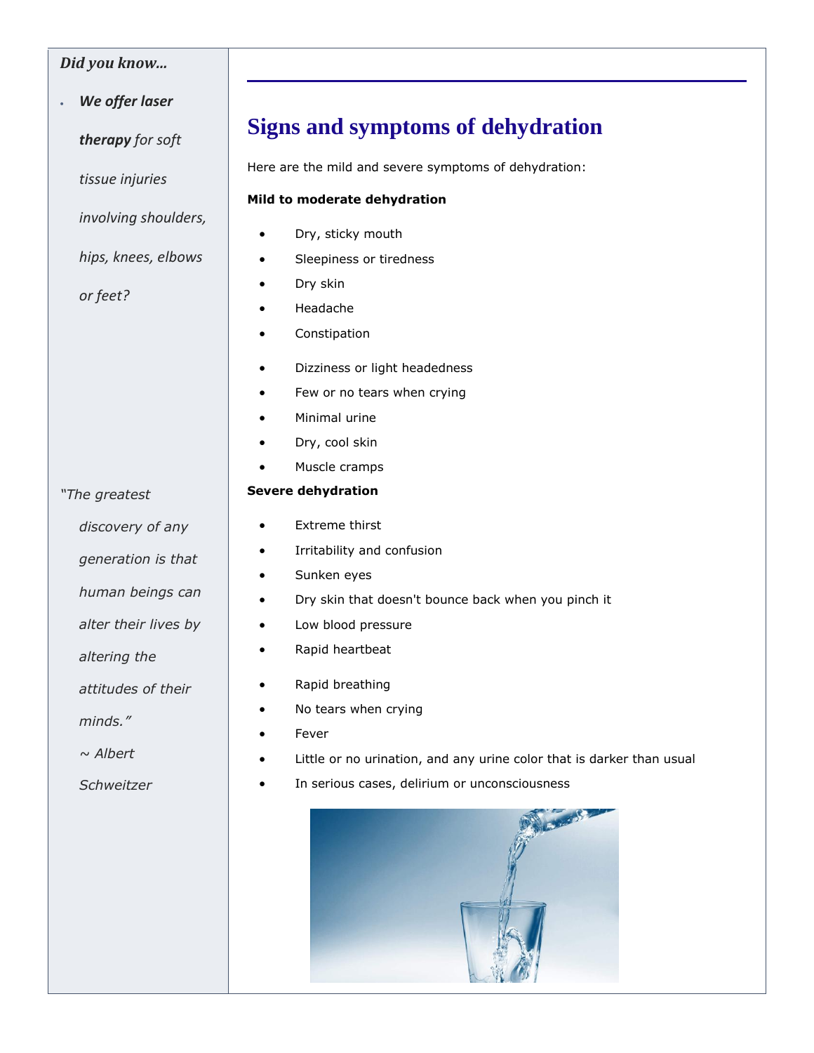*Did you know…*

- ***We offer laser therapy*** *for soft tissue injuries involving shoulders, hips, knees, elbows or feet?*

*"The greatest discovery of any generation is that human beings can alter their lives by altering the attitudes of their minds." ~ Albert Schweitzer*

# Signs and symptoms of dehydration

Here are the mild and severe symptoms of dehydration:

**Mild to moderate dehydration**

- Dry, sticky mouth
- Sleepiness or tiredness
- Dry skin
- Headache
- Constipation
- Dizziness or light headedness
- Few or no tears when crying
- Minimal urine
- Dry, cool skin
- Muscle cramps

**Severe dehydration**

- Extreme thirst
- Irritability and confusion
- Sunken eyes
- Dry skin that doesn't bounce back when you pinch it
- Low blood pressure
- Rapid heartbeat
- Rapid breathing
- No tears when crying
- Fever
- Little or no urination, and any urine color that is darker than usual
- In serious cases, delirium or unconsciousness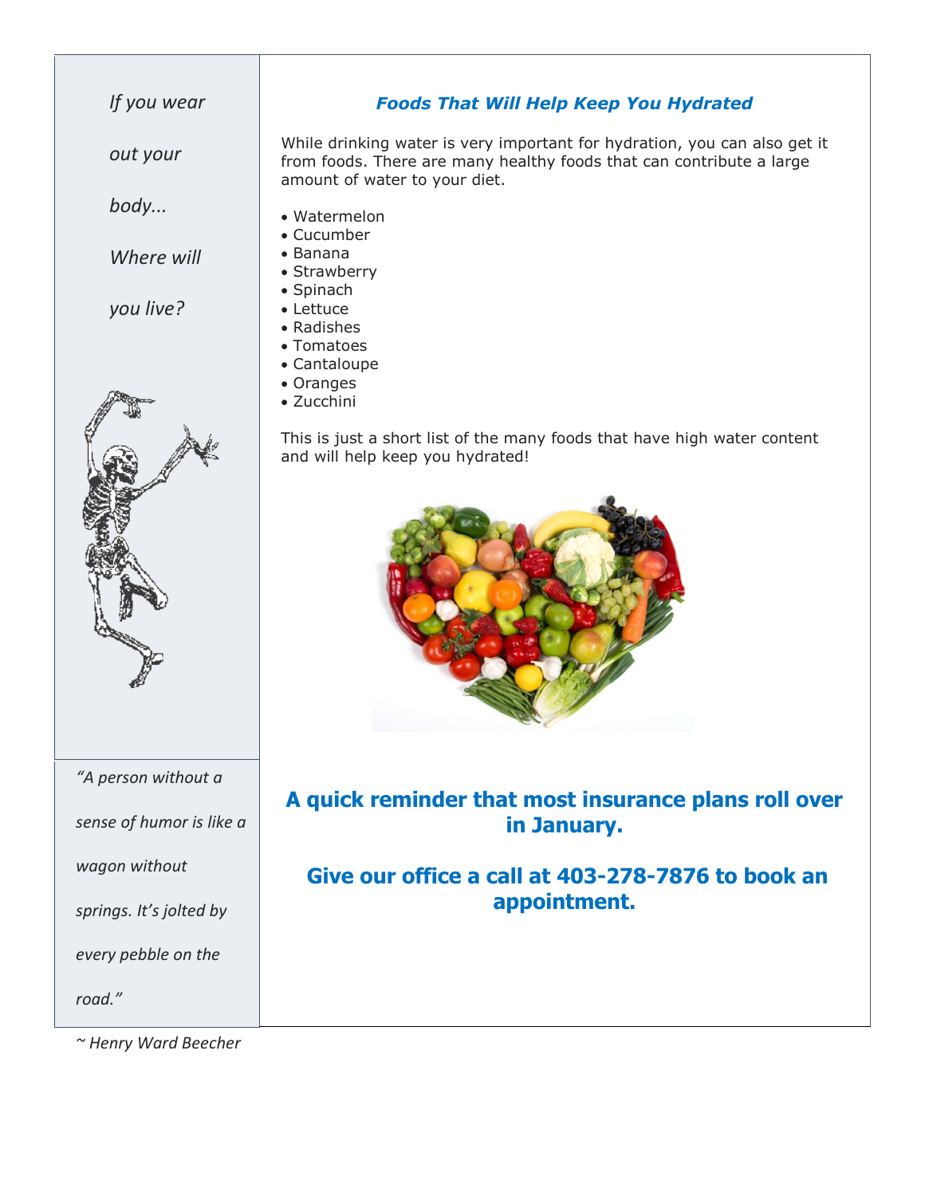*If you wear out your body... Where will you live?*

### *Foods That Will Help Keep You Hydrated*

While drinking water is very important for hydration, you can also get it from foods. There are many healthy foods that can contribute a large amount of water to your diet.

- Watermelon
- Cucumber
- Banana
- Strawberry
- Spinach
- Lettuce
- Radishes
- Tomatoes
- Cantaloupe
- Oranges
- Zucchini

This is just a short list of the many foods that have high water content and will help keep you hydrated!

*"A person without a sense of humor is like a wagon without springs. It's jolted by every pebble on the road."*

*~ Henry Ward Beecher*

**A quick reminder that most insurance plans roll over in January.**

**Give our office a call at 403-278-7876 to book an appointment.**